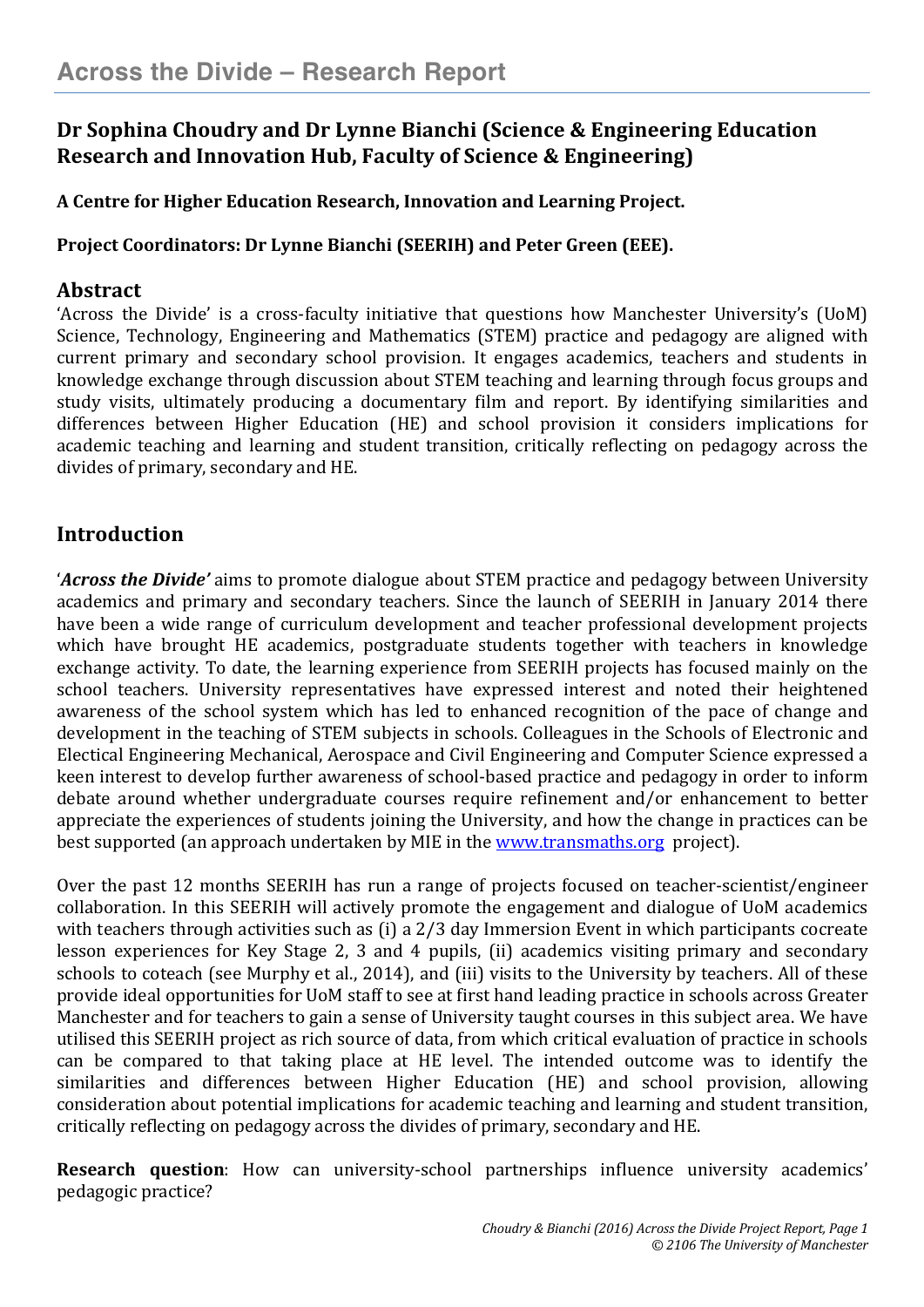# Across the Divide – Research Report

## Dr Sophina Choudry and Dr Lynne Bianchi (Science & Engineering Education Research and Innovation Hub, Faculty of Science & Engineering)

**A Centre for Higher Education Research, Innovation and Learning Project.**

**Project Coordinators: Dr Lynne Bianchi (SEERIH) and Peter Green (EEE).**

## Abstract

'Across the Divide' is a cross-faculty initiative that questions how Manchester University's (UoM) Science, Technology, Engineering and Mathematics (STEM) practice and pedagogy are aligned with current primary and secondary school provision. It engages academics, teachers and students in knowledge exchange through discussion about STEM teaching and learning through focus groups and study visits, ultimately producing a documentary film and report. By identifying similarities and differences between Higher Education (HE) and school provision it considers implications for academic teaching and learning and student transition, critically reflecting on pedagogy across the divides of primary, secondary and HE.

## Introduction

'***Across the Divide'*** aims to promote dialogue about STEM practice and pedagogy between University academics and primary and secondary teachers. Since the launch of SEERIH in January 2014 there have been a wide range of curriculum development and teacher professional development projects which have brought HE academics, postgraduate students together with teachers in knowledge exchange activity. To date, the learning experience from SEERIH projects has focused mainly on the school teachers. University representatives have expressed interest and noted their heightened awareness of the school system which has led to enhanced recognition of the pace of change and development in the teaching of STEM subjects in schools. Colleagues in the Schools of Electronic and Electical Engineering Mechanical, Aerospace and Civil Engineering and Computer Science expressed a keen interest to develop further awareness of school-based practice and pedagogy in order to inform debate around whether undergraduate courses require refinement and/or enhancement to better appreciate the experiences of students joining the University, and how the change in practices can be best supported (an approach undertaken by MIE in the www.transmaths.org project).

Over the past 12 months SEERIH has run a range of projects focused on teacher-scientist/engineer collaboration. In this SEERIH will actively promote the engagement and dialogue of UoM academics with teachers through activities such as (i) a 2/3 day Immersion Event in which participants cocreate lesson experiences for Key Stage 2, 3 and 4 pupils, (ii) academics visiting primary and secondary schools to coteach (see Murphy et al., 2014), and (iii) visits to the University by teachers. All of these provide ideal opportunities for UoM staff to see at first hand leading practice in schools across Greater Manchester and for teachers to gain a sense of University taught courses in this subject area. We have utilised this SEERIH project as rich source of data, from which critical evaluation of practice in schools can be compared to that taking place at HE level. The intended outcome was to identify the similarities and differences between Higher Education (HE) and school provision, allowing consideration about potential implications for academic teaching and learning and student transition, critically reflecting on pedagogy across the divides of primary, secondary and HE.

**Research question**: How can university-school partnerships influence university academics' pedagogic practice?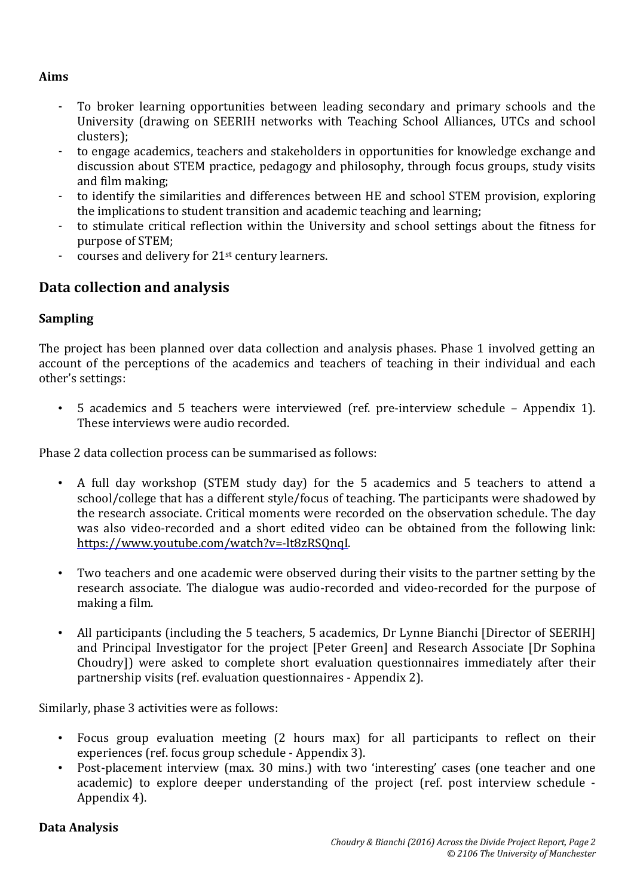**Aims**

- To broker learning opportunities between leading secondary and primary schools and the University (drawing on SEERIH networks with Teaching School Alliances, UTCs and school clusters);
- to engage academics, teachers and stakeholders in opportunities for knowledge exchange and discussion about STEM practice, pedagogy and philosophy, through focus groups, study visits and film making;
- to identify the similarities and differences between HE and school STEM provision, exploring the implications to student transition and academic teaching and learning;
- to stimulate critical reflection within the University and school settings about the fitness for purpose of STEM;
- courses and delivery for 21st century learners.

## Data collection and analysis

### Sampling

The project has been planned over data collection and analysis phases. Phase 1 involved getting an account of the perceptions of the academics and teachers of teaching in their individual and each other's settings:

- 5 academics and 5 teachers were interviewed (ref. pre-interview schedule – Appendix 1). These interviews were audio recorded.

Phase 2 data collection process can be summarised as follows:

- A full day workshop (STEM study day) for the 5 academics and 5 teachers to attend a school/college that has a different style/focus of teaching. The participants were shadowed by the research associate. Critical moments were recorded on the observation schedule. The day was also video-recorded and a short edited video can be obtained from the following link: https://www.youtube.com/watch?v=-lt8zRSQnqI.

- Two teachers and one academic were observed during their visits to the partner setting by the research associate. The dialogue was audio-recorded and video-recorded for the purpose of making a film.

- All participants (including the 5 teachers, 5 academics, Dr Lynne Bianchi [Director of SEERIH] and Principal Investigator for the project [Peter Green] and Research Associate [Dr Sophina Choudry]) were asked to complete short evaluation questionnaires immediately after their partnership visits (ref. evaluation questionnaires - Appendix 2).

Similarly, phase 3 activities were as follows:

- Focus group evaluation meeting (2 hours max) for all participants to reflect on their experiences (ref. focus group schedule - Appendix 3).
- Post-placement interview (max. 30 mins.) with two 'interesting' cases (one teacher and one academic) to explore deeper understanding of the project (ref. post interview schedule - Appendix 4).

### Data Analysis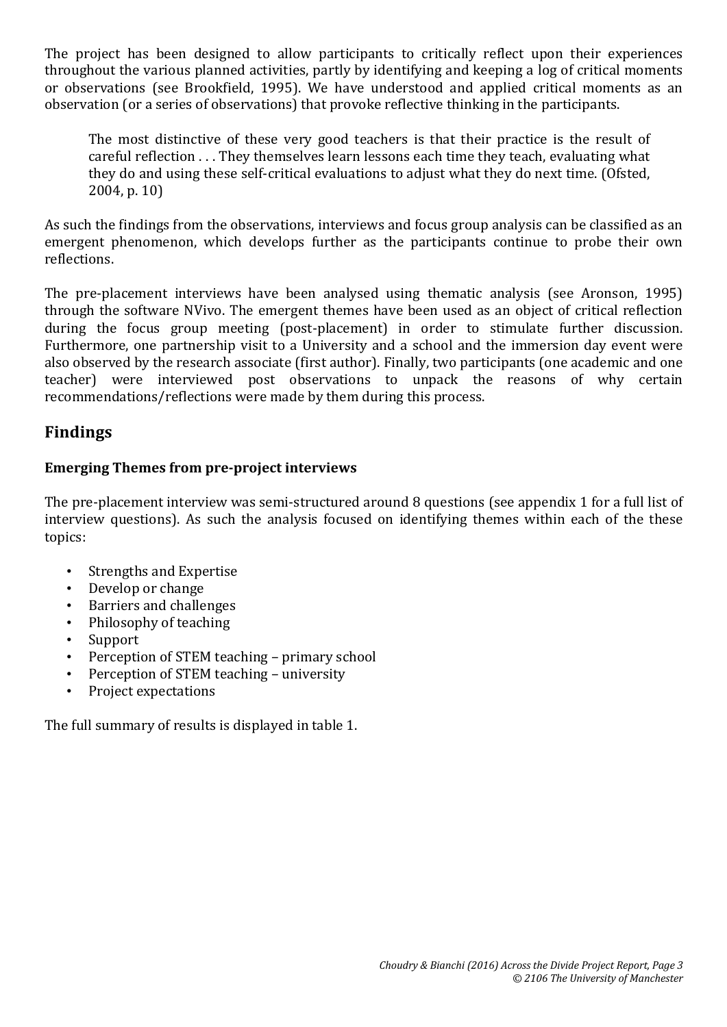The project has been designed to allow participants to critically reflect upon their experiences throughout the various planned activities, partly by identifying and keeping a log of critical moments or observations (see Brookfield, 1995). We have understood and applied critical moments as an observation (or a series of observations) that provoke reflective thinking in the participants.

> The most distinctive of these very good teachers is that their practice is the result of careful reflection . . . They themselves learn lessons each time they teach, evaluating what they do and using these self-critical evaluations to adjust what they do next time. (Ofsted, 2004, p. 10)

As such the findings from the observations, interviews and focus group analysis can be classified as an emergent phenomenon, which develops further as the participants continue to probe their own reflections.

The pre-placement interviews have been analysed using thematic analysis (see Aronson, 1995) through the software NVivo. The emergent themes have been used as an object of critical reflection during the focus group meeting (post-placement) in order to stimulate further discussion. Furthermore, one partnership visit to a University and a school and the immersion day event were also observed by the research associate (first author). Finally, two participants (one academic and one teacher) were interviewed post observations to unpack the reasons of why certain recommendations/reflections were made by them during this process.

## Findings

### Emerging Themes from pre-project interviews

The pre-placement interview was semi-structured around 8 questions (see appendix 1 for a full list of interview questions). As such the analysis focused on identifying themes within each of the these topics:

- Strengths and Expertise
- Develop or change
- Barriers and challenges
- Philosophy of teaching
- Support
- Perception of STEM teaching – primary school
- Perception of STEM teaching – university
- Project expectations

The full summary of results is displayed in table 1.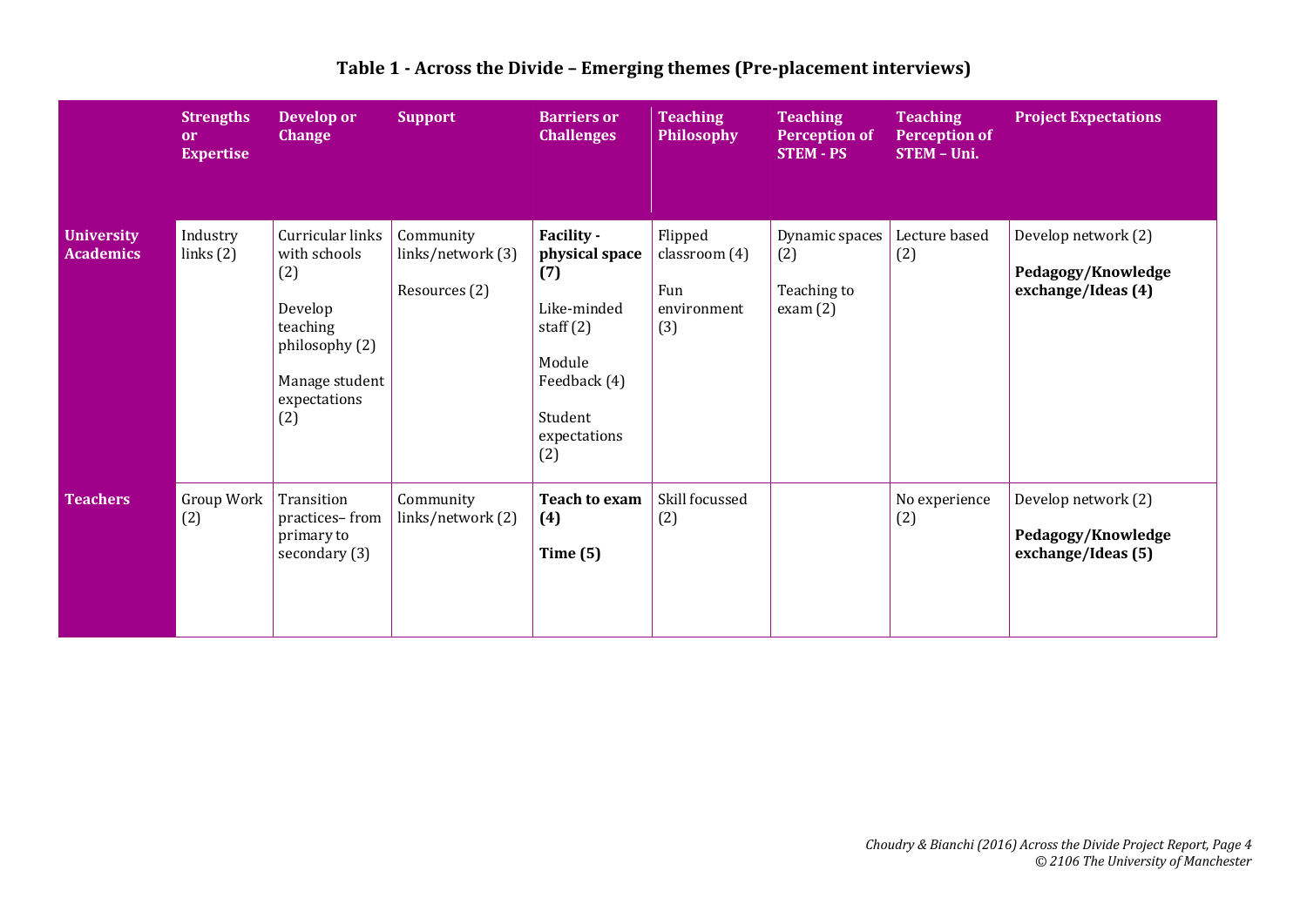# Table 1 - Across the Divide – Emerging themes (Pre-placement interviews)

| | Strengths or Expertise | Develop or Change | Support | Barriers or Challenges | Teaching Philosophy | Teaching Perception of STEM - PS | Teaching Perception of STEM – Uni. | Project Expectations |
|---|---|---|---|---|---|---|---|---|
| **University Academics** | Industry links (2) | Curricular links with schools (2)<br><br>Develop teaching philosophy (2)<br><br>Manage student expectations (2) | Community links/network (3)<br><br>Resources (2) | **Facility - physical space (7)**<br><br>Like-minded staff (2)<br><br>Module Feedback (4)<br><br>Student expectations (2) | Flipped classroom (4)<br><br>Fun environment (3) | Dynamic spaces (2)<br><br>Teaching to exam (2) | Lecture based (2) | Develop network (2)<br><br>**Pedagogy/Knowledge exchange/Ideas (4)** |
| **Teachers** | Group Work (2) | Transition practices– from primary to secondary (3) | Community links/network (2) | **Teach to exam (4)**<br><br>**Time (5)** | Skill focussed (2) | | No experience (2) | Develop network (2)<br><br>**Pedagogy/Knowledge exchange/Ideas (5)** |

*Choudry & Bianchi (2016) Across the Divide Project Report, Page 4*
*© 2106 The University of Manchester*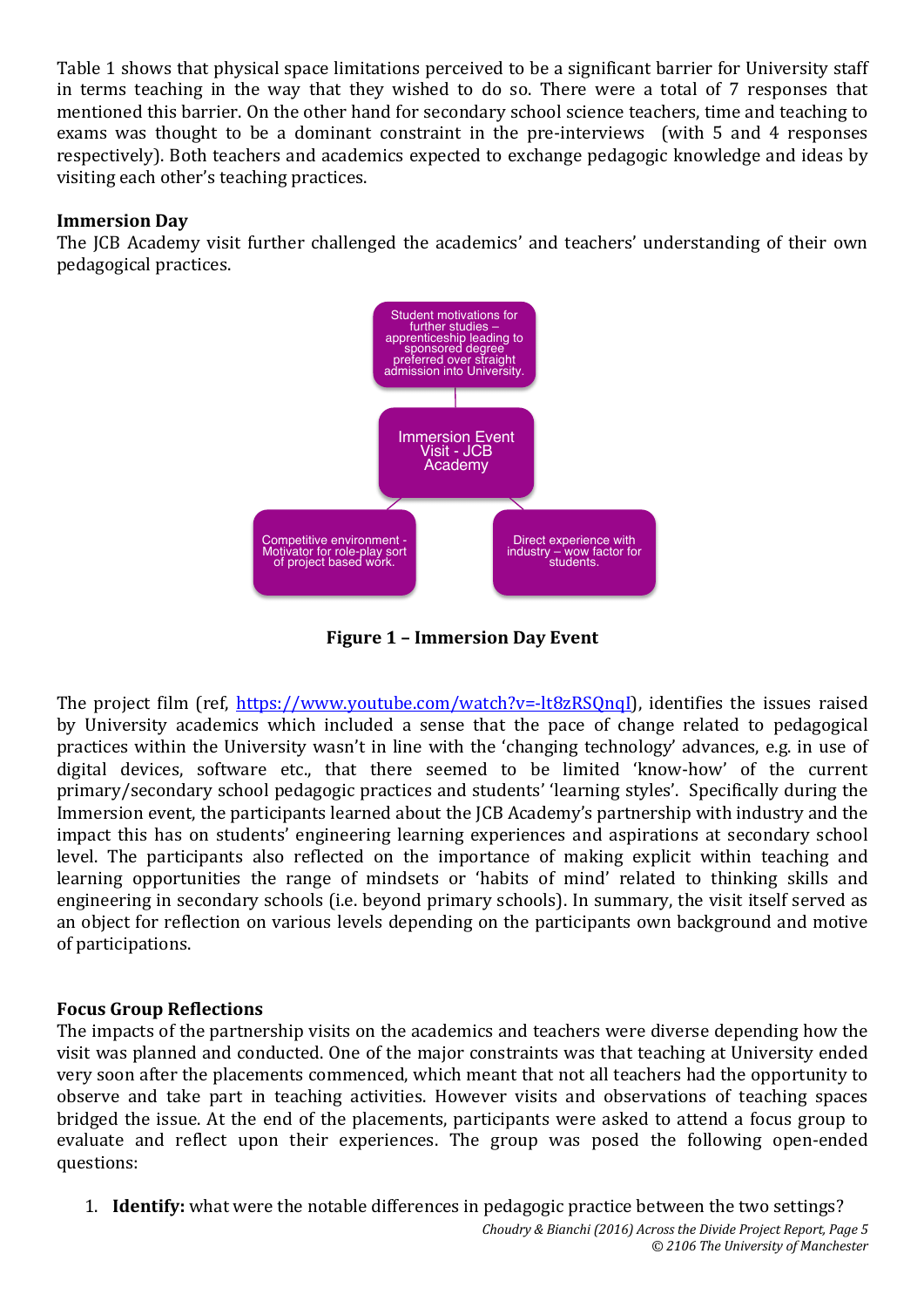Table 1 shows that physical space limitations perceived to be a significant barrier for University staff in terms teaching in the way that they wished to do so. There were a total of 7 responses that mentioned this barrier. On the other hand for secondary school science teachers, time and teaching to exams was thought to be a dominant constraint in the pre-interviews (with 5 and 4 responses respectively). Both teachers and academics expected to exchange pedagogic knowledge and ideas by visiting each other's teaching practices.

**Immersion Day**

The JCB Academy visit further challenged the academics' and teachers' understanding of their own pedagogical practices.

Student motivations for further studies – apprenticeship leading to sponsored degree preferred over straight admission into University.

Immersion Event Visit - JCB Academy

Competitive environment - Motivator for role-play sort of project based work.

Direct experience with industry – wow factor for students.

**Figure 1 – Immersion Day Event**

The project film (ref, https://www.youtube.com/watch?v=-lt8zRSQnqI), identifies the issues raised by University academics which included a sense that the pace of change related to pedagogical practices within the University wasn't in line with the 'changing technology' advances, e.g. in use of digital devices, software etc., that there seemed to be limited 'know-how' of the current primary/secondary school pedagogic practices and students' 'learning styles'. Specifically during the Immersion event, the participants learned about the JCB Academy's partnership with industry and the impact this has on students' engineering learning experiences and aspirations at secondary school level. The participants also reflected on the importance of making explicit within teaching and learning opportunities the range of mindsets or 'habits of mind' related to thinking skills and engineering in secondary schools (i.e. beyond primary schools). In summary, the visit itself served as an object for reflection on various levels depending on the participants own background and motive of participations.

**Focus Group Reflections**

The impacts of the partnership visits on the academics and teachers were diverse depending how the visit was planned and conducted. One of the major constraints was that teaching at University ended very soon after the placements commenced, which meant that not all teachers had the opportunity to observe and take part in teaching activities. However visits and observations of teaching spaces bridged the issue. At the end of the placements, participants were asked to attend a focus group to evaluate and reflect upon their experiences. The group was posed the following open-ended questions:

1. **Identify:** what were the notable differences in pedagogic practice between the two settings?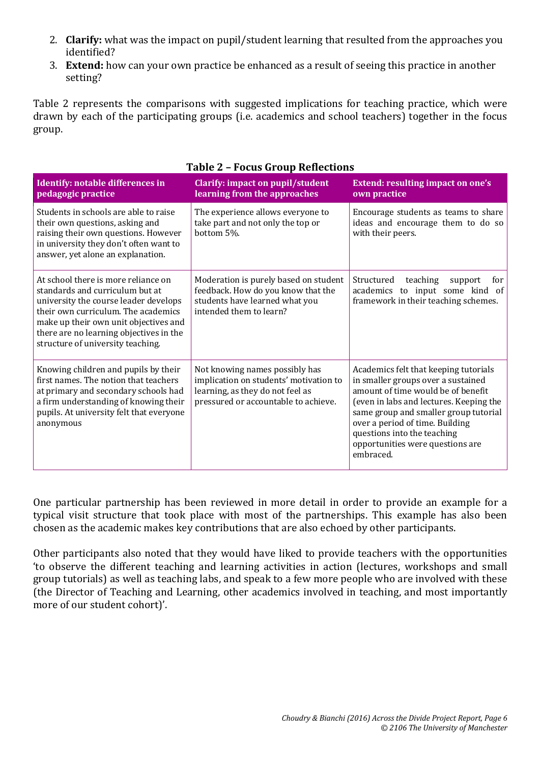2. **Clarify:** what was the impact on pupil/student learning that resulted from the approaches you identified?
3. **Extend:** how can your own practice be enhanced as a result of seeing this practice in another setting?

Table 2 represents the comparisons with suggested implications for teaching practice, which were drawn by each of the participating groups (i.e. academics and school teachers) together in the focus group.

**Table 2 – Focus Group Reflections**

| Identify: notable differences in pedagogic practice | Clarify: impact on pupil/student learning from the approaches | Extend: resulting impact on one's own practice |
|---|---|---|
| Students in schools are able to raise their own questions, asking and raising their own questions. However in university they don't often want to answer, yet alone an explanation. | The experience allows everyone to take part and not only the top or bottom 5%. | Encourage students as teams to share ideas and encourage them to do so with their peers. |
| At school there is more reliance on standards and curriculum but at university the course leader develops their own curriculum. The academics make up their own unit objectives and there are no learning objectives in the structure of university teaching. | Moderation is purely based on student feedback. How do you know that the students have learned what you intended them to learn? | Structured teaching support for academics to input some kind of framework in their teaching schemes. |
| Knowing children and pupils by their first names. The notion that teachers at primary and secondary schools had a firm understanding of knowing their pupils. At university felt that everyone anonymous | Not knowing names possibly has implication on students' motivation to learning, as they do not feel as pressured or accountable to achieve. | Academics felt that keeping tutorials in smaller groups over a sustained amount of time would be of benefit (even in labs and lectures. Keeping the same group and smaller group tutorial over a period of time. Building questions into the teaching opportunities were questions are embraced. |

One particular partnership has been reviewed in more detail in order to provide an example for a typical visit structure that took place with most of the partnerships. This example has also been chosen as the academic makes key contributions that are also echoed by other participants.

Other participants also noted that they would have liked to provide teachers with the opportunities 'to observe the different teaching and learning activities in action (lectures, workshops and small group tutorials) as well as teaching labs, and speak to a few more people who are involved with these (the Director of Teaching and Learning, other academics involved in teaching, and most importantly more of our student cohort)'.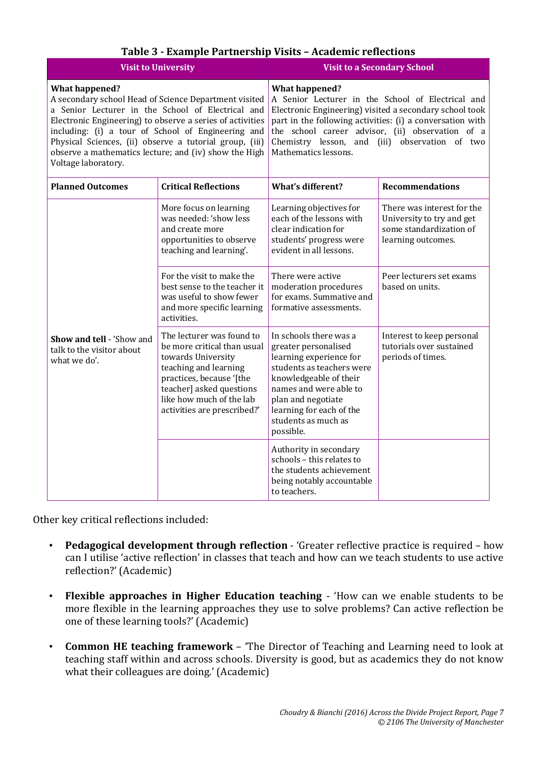### Table 3 - Example Partnership Visits – Academic reflections

| Visit to University | | Visit to a Secondary School | |
|---|---|---|---|
| **What happened?** A secondary school Head of Science Department visited a Senior Lecturer in the School of Electrical and Electronic Engineering) to observe a series of activities including: (i) a tour of School of Engineering and Physical Sciences, (ii) observe a tutorial group, (iii) observe a mathematics lecture; and (iv) show the High Voltage laboratory. | | **What happened?** A Senior Lecturer in the School of Electrical and Electronic Engineering) visited a secondary school took part in the following activities: (i) a conversation with the school career advisor, (ii) observation of a Chemistry lesson, and (iii) observation of two Mathematics lessons. | |
| **Planned Outcomes** | **Critical Reflections** | **What's different?** | **Recommendations** |
| **Show and tell** - 'Show and talk to the visitor about what we do'. | More focus on learning was needed: 'show less and create more opportunities to observe teaching and learning'. | Learning objectives for each of the lessons with clear indication for students' progress were evident in all lessons. | There was interest for the University to try and get some standardization of learning outcomes. |
| | For the visit to make the best sense to the teacher it was useful to show fewer and more specific learning activities. | There were active moderation procedures for exams. Summative and formative assessments. | Peer lecturers set exams based on units. |
| | The lecturer was found to be more critical than usual towards University teaching and learning practices, because '[the teacher] asked questions like how much of the lab activities are prescribed?' | In schools there was a greater personalised learning experience for students as teachers were knowledgeable of their names and were able to plan and negotiate learning for each of the students as much as possible. | Interest to keep personal tutorials over sustained periods of times. |
| | | Authority in secondary schools – this relates to the students achievement being notably accountable to teachers. | |

Other key critical reflections included:

- **Pedagogical development through reflection** - 'Greater reflective practice is required – how can I utilise 'active reflection' in classes that teach and how can we teach students to use active reflection?' (Academic)

- **Flexible approaches in Higher Education teaching** - 'How can we enable students to be more flexible in the learning approaches they use to solve problems? Can active reflection be one of these learning tools?' (Academic)

- **Common HE teaching framework** – 'The Director of Teaching and Learning need to look at teaching staff within and across schools. Diversity is good, but as academics they do not know what their colleagues are doing.' (Academic)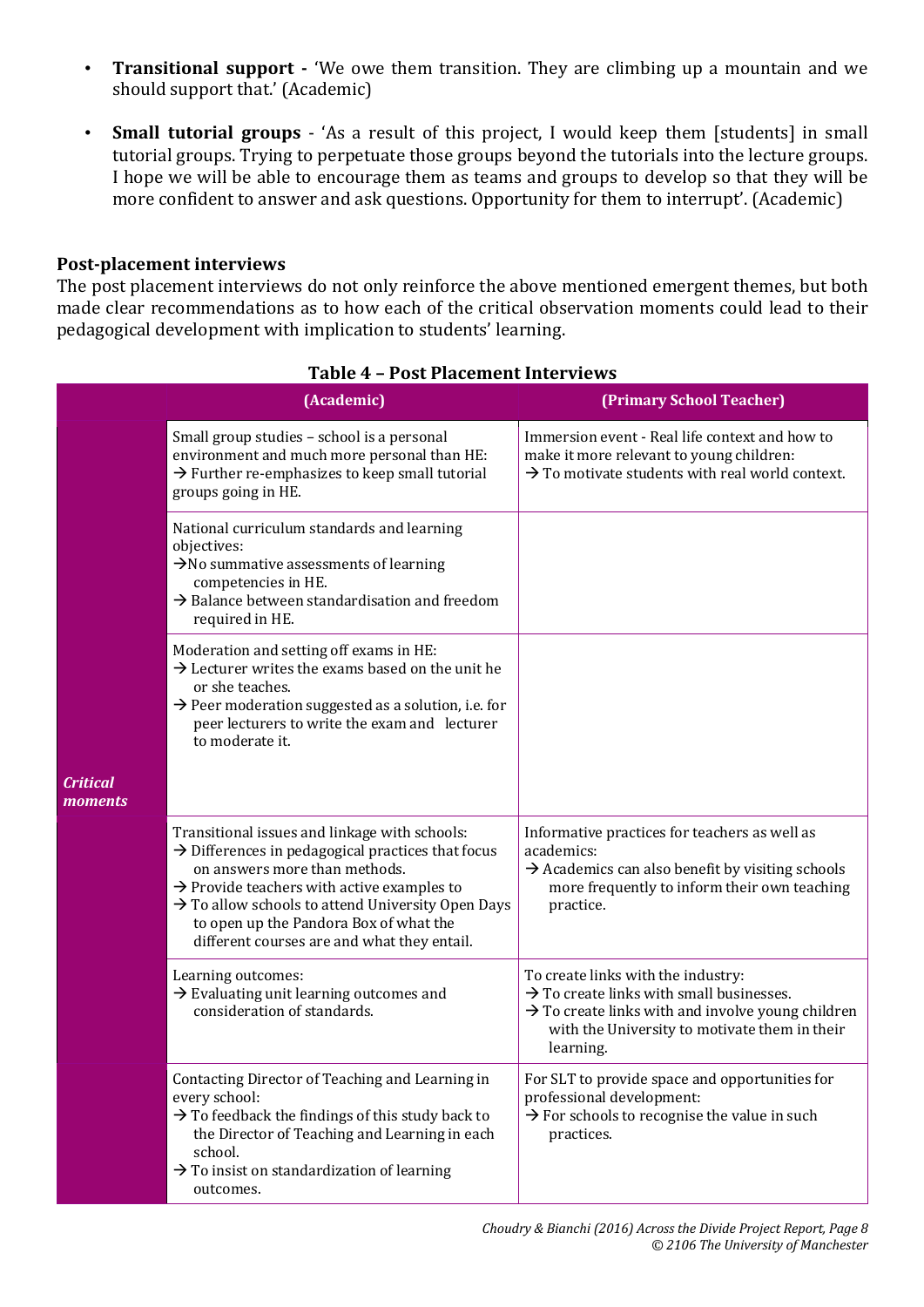- **Transitional support -** 'We owe them transition. They are climbing up a mountain and we should support that.' (Academic)

- **Small tutorial groups** - 'As a result of this project, I would keep them [students] in small tutorial groups. Trying to perpetuate those groups beyond the tutorials into the lecture groups. I hope we will be able to encourage them as teams and groups to develop so that they will be more confident to answer and ask questions. Opportunity for them to interrupt'. (Academic)

### Post-placement interviews

The post placement interviews do not only reinforce the above mentioned emergent themes, but both made clear recommendations as to how each of the critical observation moments could lead to their pedagogical development with implication to students' learning.

**Table 4 – Post Placement Interviews**

| | (Academic) | (Primary School Teacher) |
|---|---|---|
| *Critical moments* | Small group studies – school is a personal environment and much more personal than HE:<br>→ Further re-emphasizes to keep small tutorial groups going in HE. | Immersion event - Real life context and how to make it more relevant to young children:<br>→ To motivate students with real world context. |
| | National curriculum standards and learning objectives:<br>→No summative assessments of learning competencies in HE.<br>→ Balance between standardisation and freedom required in HE. | |
| | Moderation and setting off exams in HE:<br>→ Lecturer writes the exams based on the unit he or she teaches.<br>→ Peer moderation suggested as a solution, i.e. for peer lecturers to write the exam and lecturer to moderate it. | |
| | Transitional issues and linkage with schools:<br>→ Differences in pedagogical practices that focus on answers more than methods.<br>→ Provide teachers with active examples to<br>→ To allow schools to attend University Open Days to open up the Pandora Box of what the different courses are and what they entail. | Informative practices for teachers as well as academics:<br>→ Academics can also benefit by visiting schools more frequently to inform their own teaching practice. |
| | Learning outcomes:<br>→ Evaluating unit learning outcomes and consideration of standards. | To create links with the industry:<br>→ To create links with small businesses.<br>→ To create links with and involve young children with the University to motivate them in their learning. |
| | Contacting Director of Teaching and Learning in every school:<br>→ To feedback the findings of this study back to the Director of Teaching and Learning in each school.<br>→ To insist on standardization of learning outcomes. | For SLT to provide space and opportunities for professional development:<br>→ For schools to recognise the value in such practices. |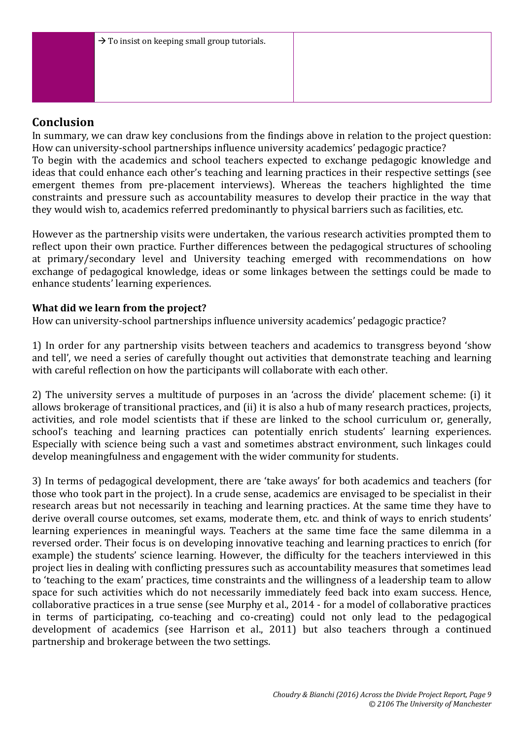| | → To insist on keeping small group tutorials. | |
|---|---|---|

## Conclusion

In summary, we can draw key conclusions from the findings above in relation to the project question: How can university-school partnerships influence university academics' pedagogic practice?

To begin with the academics and school teachers expected to exchange pedagogic knowledge and ideas that could enhance each other's teaching and learning practices in their respective settings (see emergent themes from pre-placement interviews). Whereas the teachers highlighted the time constraints and pressure such as accountability measures to develop their practice in the way that they would wish to, academics referred predominantly to physical barriers such as facilities, etc.

However as the partnership visits were undertaken, the various research activities prompted them to reflect upon their own practice. Further differences between the pedagogical structures of schooling at primary/secondary level and University teaching emerged with recommendations on how exchange of pedagogical knowledge, ideas or some linkages between the settings could be made to enhance students' learning experiences.

### What did we learn from the project?

How can university-school partnerships influence university academics' pedagogic practice?

1) In order for any partnership visits between teachers and academics to transgress beyond 'show and tell', we need a series of carefully thought out activities that demonstrate teaching and learning with careful reflection on how the participants will collaborate with each other.

2) The university serves a multitude of purposes in an 'across the divide' placement scheme: (i) it allows brokerage of transitional practices, and (ii) it is also a hub of many research practices, projects, activities, and role model scientists that if these are linked to the school curriculum or, generally, school's teaching and learning practices can potentially enrich students' learning experiences. Especially with science being such a vast and sometimes abstract environment, such linkages could develop meaningfulness and engagement with the wider community for students.

3) In terms of pedagogical development, there are 'take aways' for both academics and teachers (for those who took part in the project). In a crude sense, academics are envisaged to be specialist in their research areas but not necessarily in teaching and learning practices. At the same time they have to derive overall course outcomes, set exams, moderate them, etc. and think of ways to enrich students' learning experiences in meaningful ways. Teachers at the same time face the same dilemma in a reversed order. Their focus is on developing innovative teaching and learning practices to enrich (for example) the students' science learning. However, the difficulty for the teachers interviewed in this project lies in dealing with conflicting pressures such as accountability measures that sometimes lead to 'teaching to the exam' practices, time constraints and the willingness of a leadership team to allow space for such activities which do not necessarily immediately feed back into exam success. Hence, collaborative practices in a true sense (see Murphy et al., 2014 - for a model of collaborative practices in terms of participating, co-teaching and co-creating) could not only lead to the pedagogical development of academics (see Harrison et al., 2011) but also teachers through a continued partnership and brokerage between the two settings.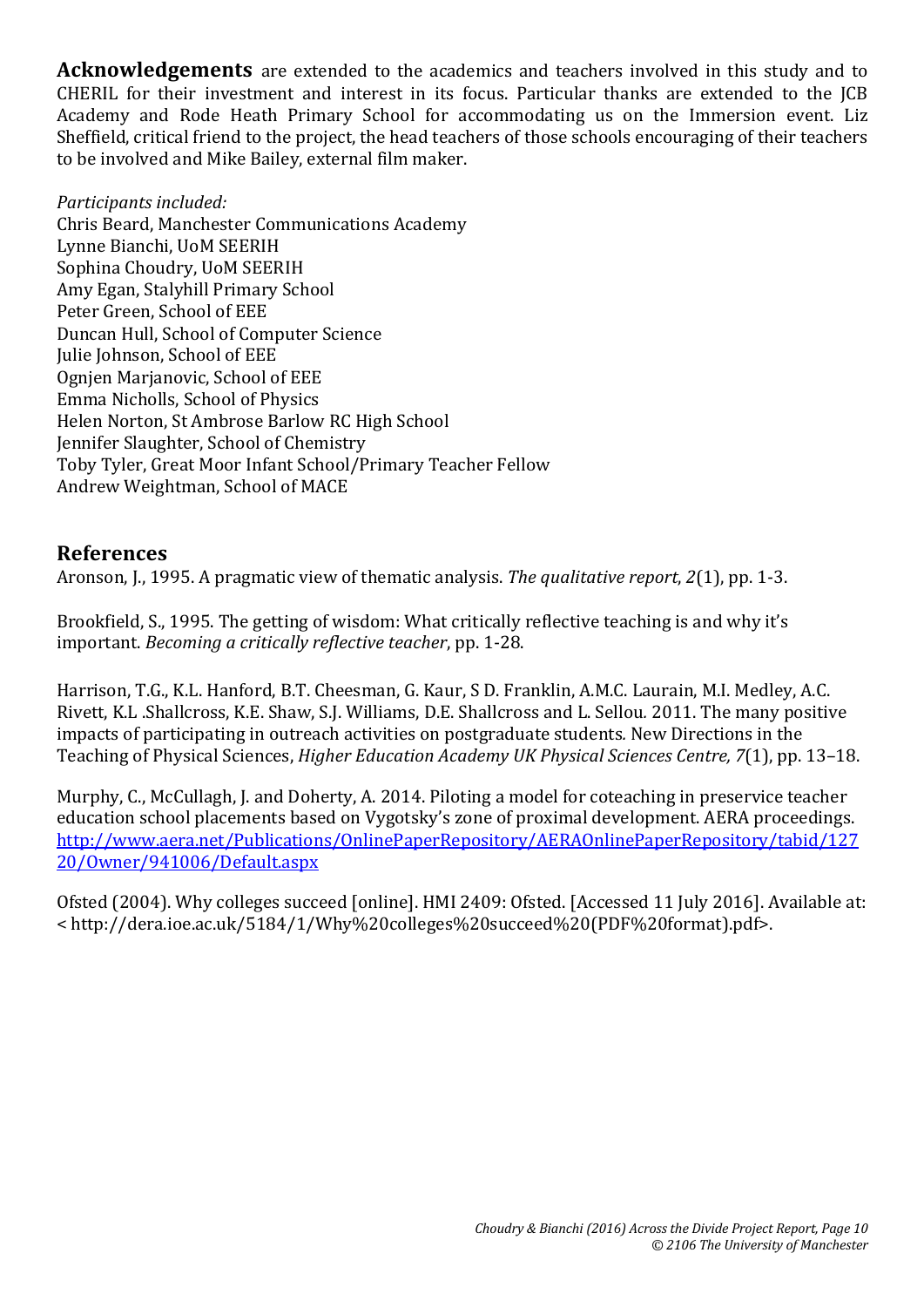**Acknowledgements** are extended to the academics and teachers involved in this study and to CHERIL for their investment and interest in its focus. Particular thanks are extended to the JCB Academy and Rode Heath Primary School for accommodating us on the Immersion event. Liz Sheffield, critical friend to the project, the head teachers of those schools encouraging of their teachers to be involved and Mike Bailey, external film maker.

*Participants included:*
Chris Beard, Manchester Communications Academy
Lynne Bianchi, UoM SEERIH
Sophina Choudry, UoM SEERIH
Amy Egan, Stalyhill Primary School
Peter Green, School of EEE
Duncan Hull, School of Computer Science
Julie Johnson, School of EEE
Ognjen Marjanovic, School of EEE
Emma Nicholls, School of Physics
Helen Norton, St Ambrose Barlow RC High School
Jennifer Slaughter, School of Chemistry
Toby Tyler, Great Moor Infant School/Primary Teacher Fellow
Andrew Weightman, School of MACE

## References

Aronson, J., 1995. A pragmatic view of thematic analysis. *The qualitative report*, *2*(1), pp. 1-3.

Brookfield, S., 1995. The getting of wisdom: What critically reflective teaching is and why it's important. *Becoming a critically reflective teacher*, pp. 1-28.

Harrison, T.G., K.L. Hanford, B.T. Cheesman, G. Kaur, S D. Franklin, A.M.C. Laurain, M.I. Medley, A.C. Rivett, K.L .Shallcross, K.E. Shaw, S.J. Williams, D.E. Shallcross and L. Sellou. 2011. The many positive impacts of participating in outreach activities on postgraduate students. New Directions in the Teaching of Physical Sciences, *Higher Education Academy UK Physical Sciences Centre, 7*(1), pp. 13–18.

Murphy, C., McCullagh, J. and Doherty, A. 2014. Piloting a model for coteaching in preservice teacher education school placements based on Vygotsky's zone of proximal development. AERA proceedings. http://www.aera.net/Publications/OnlinePaperRepository/AERAOnlinePaperRepository/tabid/12720/Owner/941006/Default.aspx

Ofsted (2004). Why colleges succeed [online]. HMI 2409: Ofsted. [Accessed 11 July 2016]. Available at: < http://dera.ioe.ac.uk/5184/1/Why%20colleges%20succeed%20(PDF%20format).pdf>.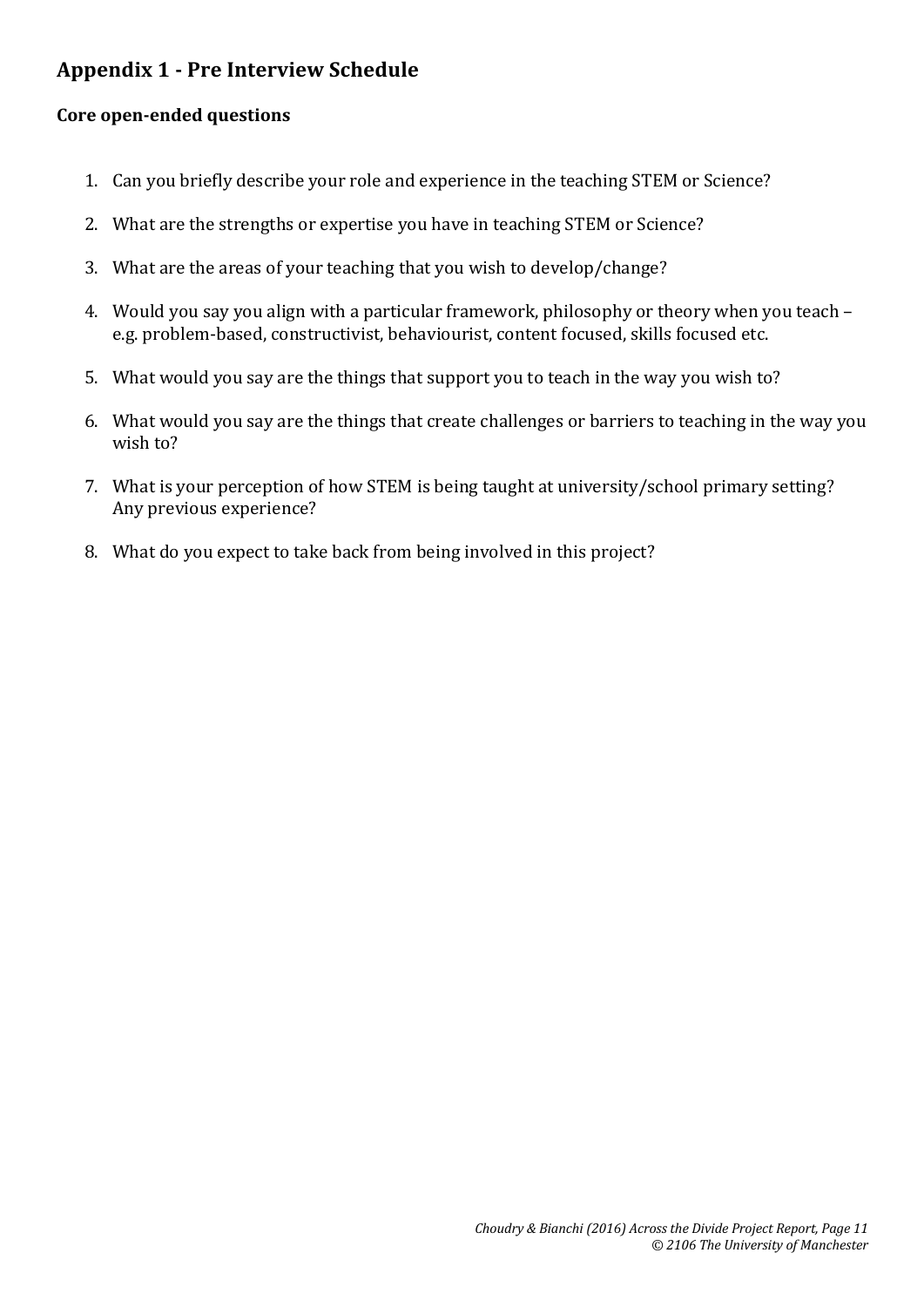## Appendix 1 - Pre Interview Schedule

### Core open-ended questions

1. Can you briefly describe your role and experience in the teaching STEM or Science?
2. What are the strengths or expertise you have in teaching STEM or Science?
3. What are the areas of your teaching that you wish to develop/change?
4. Would you say you align with a particular framework, philosophy or theory when you teach – e.g. problem-based, constructivist, behaviourist, content focused, skills focused etc.
5. What would you say are the things that support you to teach in the way you wish to?
6. What would you say are the things that create challenges or barriers to teaching in the way you wish to?
7. What is your perception of how STEM is being taught at university/school primary setting? Any previous experience?
8. What do you expect to take back from being involved in this project?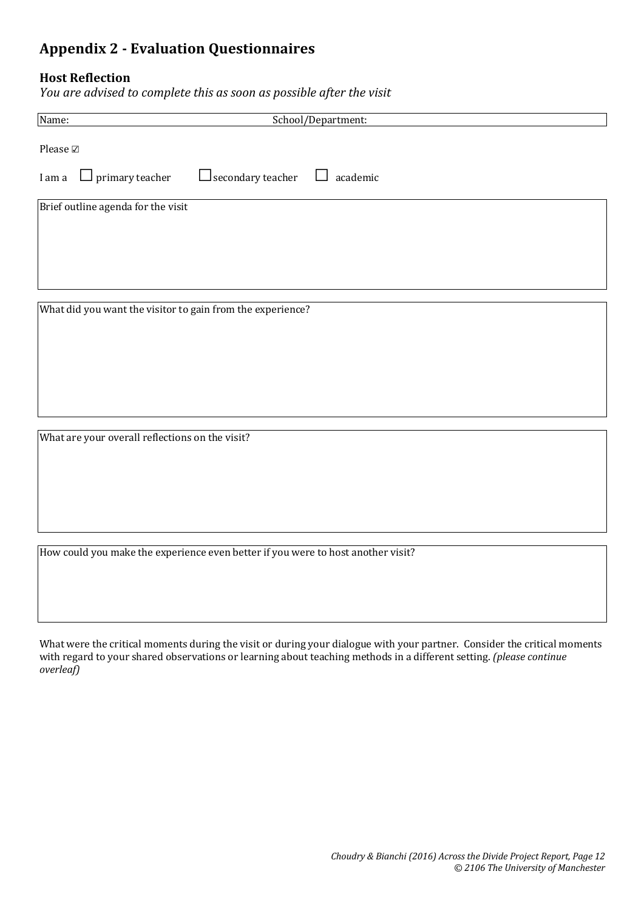## Appendix 2 - Evaluation Questionnaires

### Host Reflection

*You are advised to complete this as soon as possible after the visit*

| Name: | School/Department: |
|---|---|

Please ☑

I am a ☐ primary teacher ☐ secondary teacher ☐ academic

| Brief outline agenda for the visit |
|---|
| |

| What did you want the visitor to gain from the experience? |
|---|
| |

| What are your overall reflections on the visit? |
|---|
| |

| How could you make the experience even better if you were to host another visit? |
|---|
| |

What were the critical moments during the visit or during your dialogue with your partner. Consider the critical moments with regard to your shared observations or learning about teaching methods in a different setting. *(please continue overleaf)*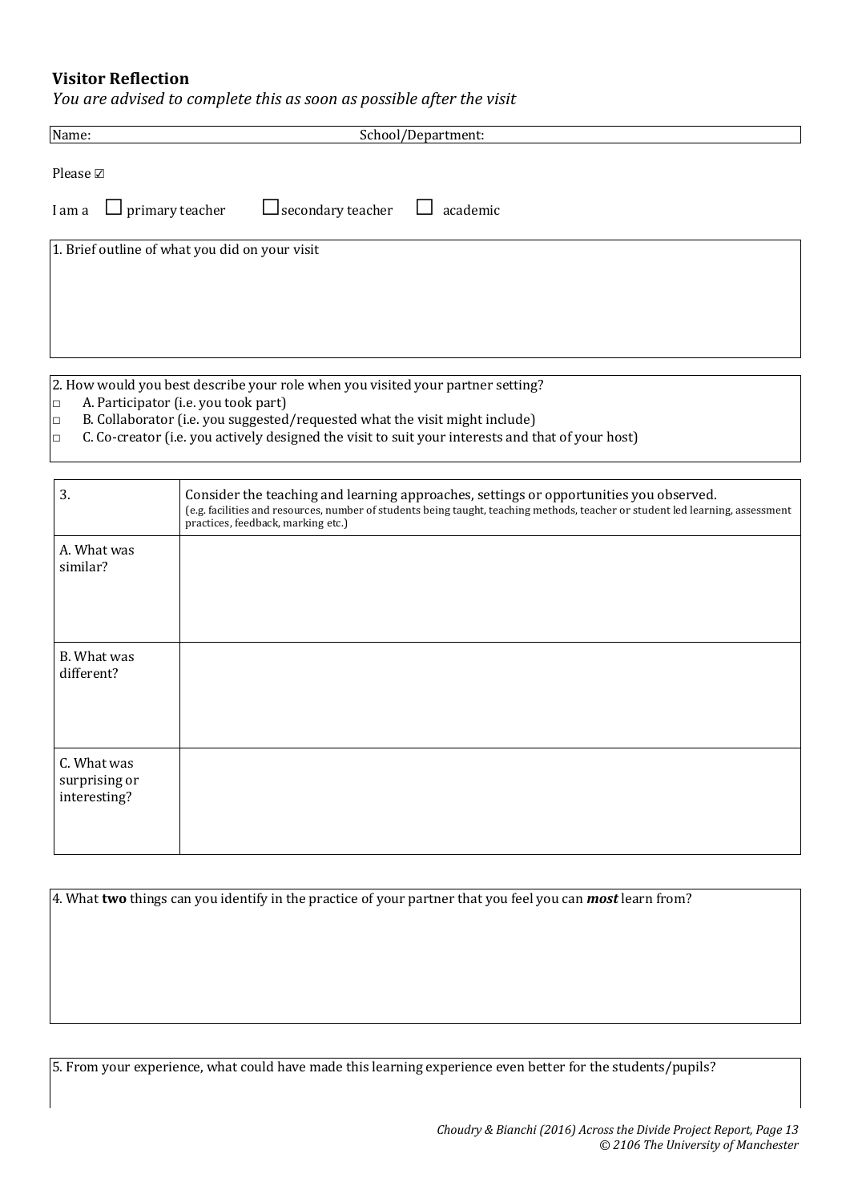**Visitor Reflection**

*You are advised to complete this as soon as possible after the visit*

| Name: | School/Department: |
|---|---|

Please ☑

I am a ☐ primary teacher ☐ secondary teacher ☐ academic

1. Brief outline of what you did on your visit

2. How would you best describe your role when you visited your partner setting?

- □ A. Participator (i.e. you took part)
- □ B. Collaborator (i.e. you suggested/requested what the visit might include)
- □ C. Co-creator (i.e. you actively designed the visit to suit your interests and that of your host)

| 3. | Consider the teaching and learning approaches, settings or opportunities you observed. (e.g. facilities and resources, number of students being taught, teaching methods, teacher or student led learning, assessment practices, feedback, marking etc.) |
|---|---|
| A. What was similar? | |
| B. What was different? | |
| C. What was surprising or interesting? | |

4. What **two** things can you identify in the practice of your partner that you feel you can ***most*** learn from?

5. From your experience, what could have made this learning experience even better for the students/pupils?

*Choudry & Bianchi (2016) Across the Divide Project Report, Page 13*
*© 2106 The University of Manchester*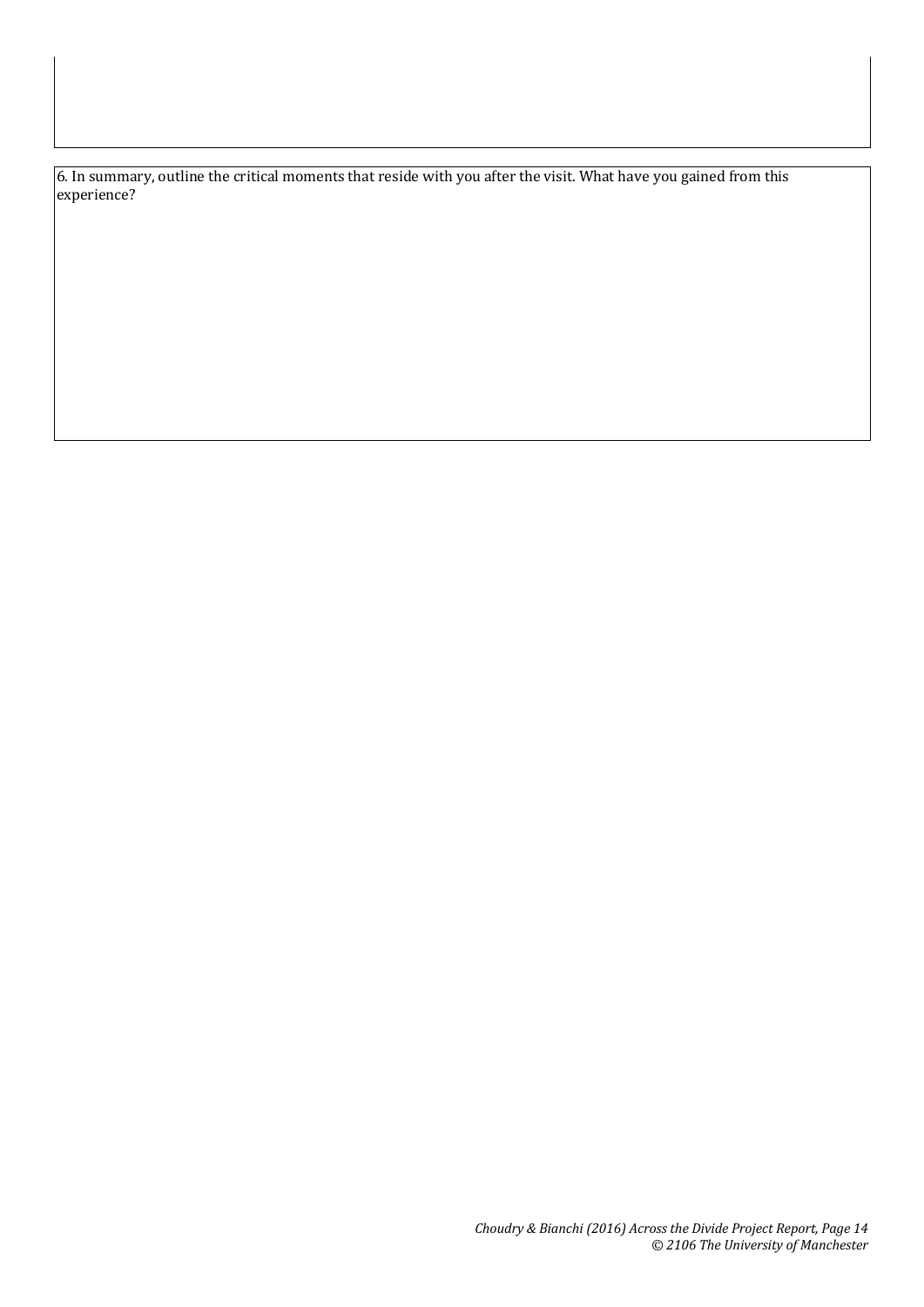6. In summary, outline the critical moments that reside with you after the visit. What have you gained from this experience?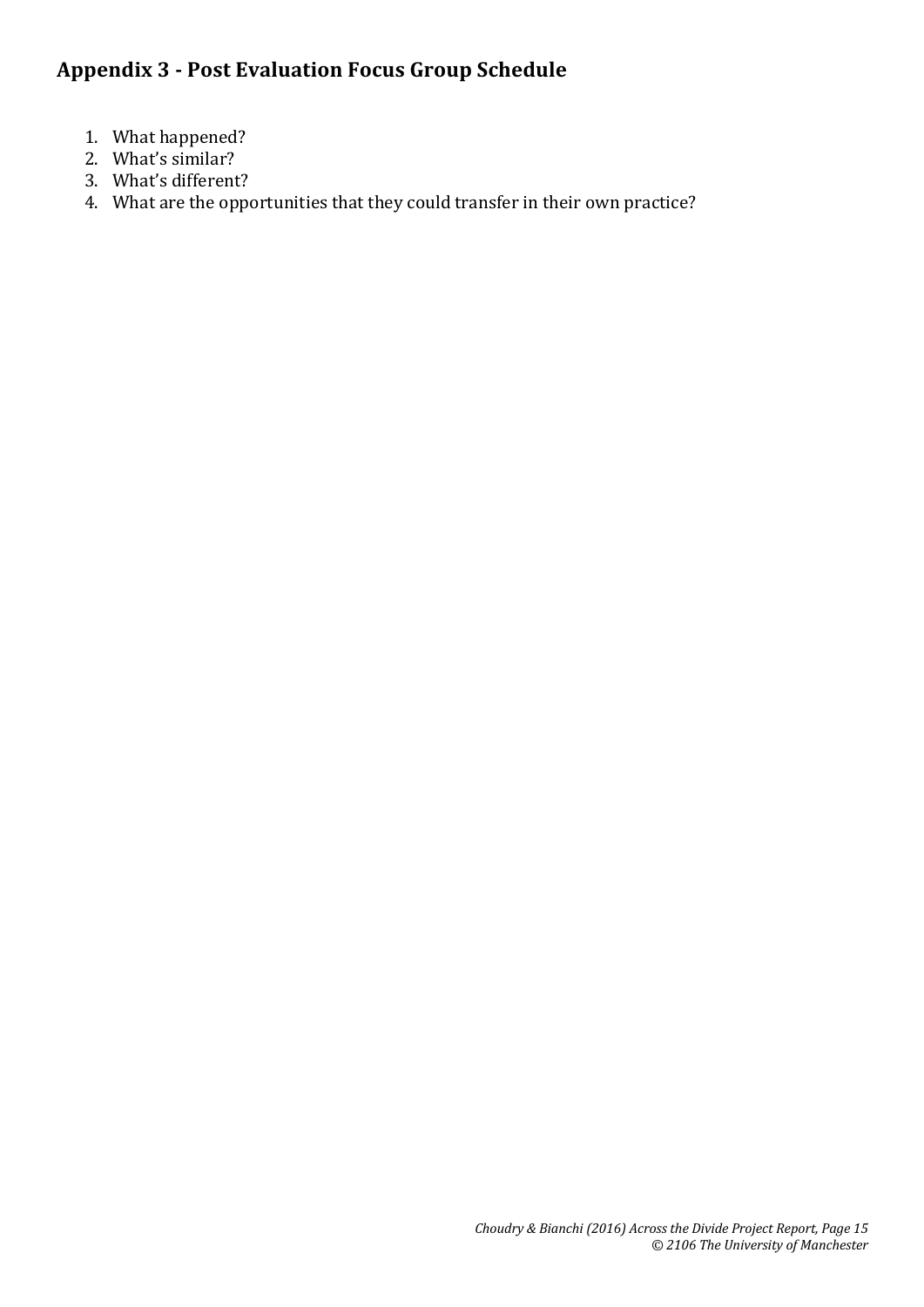## Appendix 3 - Post Evaluation Focus Group Schedule

1. What happened?
2. What's similar?
3. What's different?
4. What are the opportunities that they could transfer in their own practice?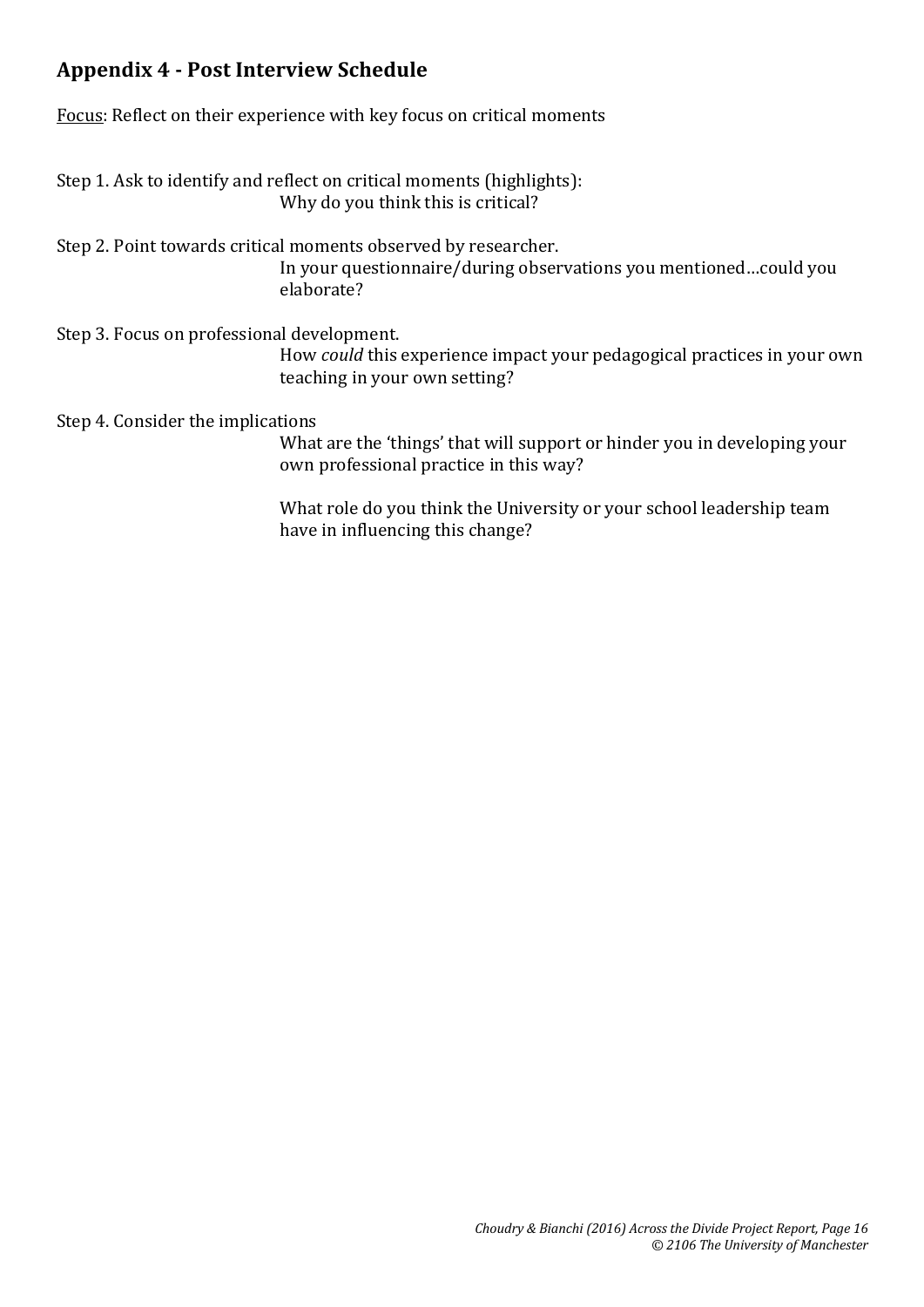## Appendix 4 - Post Interview Schedule

Focus: Reflect on their experience with key focus on critical moments

Step 1. Ask to identify and reflect on critical moments (highlights):

Why do you think this is critical?

Step 2. Point towards critical moments observed by researcher.

In your questionnaire/during observations you mentioned…could you elaborate?

Step 3. Focus on professional development.

How *could* this experience impact your pedagogical practices in your own teaching in your own setting?

Step 4. Consider the implications

What are the 'things' that will support or hinder you in developing your own professional practice in this way?

What role do you think the University or your school leadership team have in influencing this change?